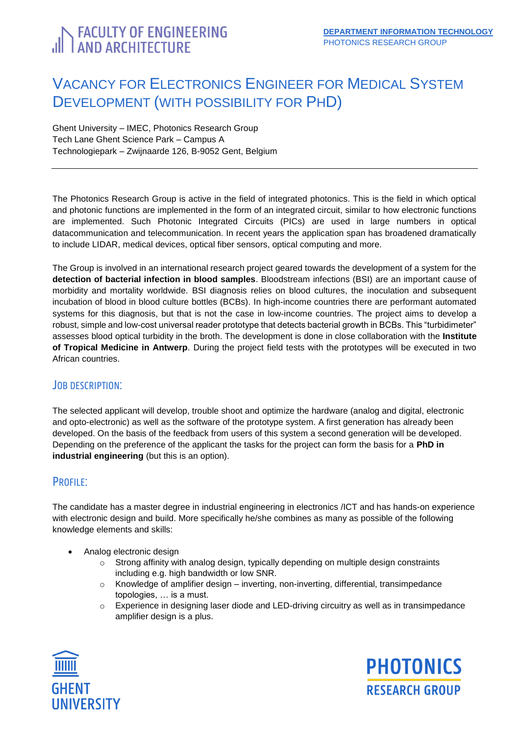FACULTY OF ENGINEERING AND ARCHITECTURE

**DEPARTMENT INFORMATION TECHNOLOGY**
PHOTONICS RESEARCH GROUP

# VACANCY FOR ELECTRONICS ENGINEER FOR MEDICAL SYSTEM DEVELOPMENT (WITH POSSIBILITY FOR PHD)

Ghent University – IMEC, Photonics Research Group
Tech Lane Ghent Science Park – Campus A
Technologiepark – Zwijnaarde 126, B-9052 Gent, Belgium

---

The Photonics Research Group is active in the field of integrated photonics. This is the field in which optical and photonic functions are implemented in the form of an integrated circuit, similar to how electronic functions are implemented. Such Photonic Integrated Circuits (PICs) are used in large numbers in optical datacommunication and telecommunication. In recent years the application span has broadened dramatically to include LIDAR, medical devices, optical fiber sensors, optical computing and more.

The Group is involved in an international research project geared towards the development of a system for the **detection of bacterial infection in blood samples**. Bloodstream infections (BSI) are an important cause of morbidity and mortality worldwide. BSI diagnosis relies on blood cultures, the inoculation and subsequent incubation of blood in blood culture bottles (BCBs). In high-income countries there are performant automated systems for this diagnosis, but that is not the case in low-income countries. The project aims to develop a robust, simple and low-cost universal reader prototype that detects bacterial growth in BCBs. This "turbidimeter" assesses blood optical turbidity in the broth. The development is done in close collaboration with the **Institute of Tropical Medicine in Antwerp**. During the project field tests with the prototypes will be executed in two African countries.

## JOB DESCRIPTION:

The selected applicant will develop, trouble shoot and optimize the hardware (analog and digital, electronic and opto-electronic) as well as the software of the prototype system. A first generation has already been developed. On the basis of the feedback from users of this system a second generation will be developed. Depending on the preference of the applicant the tasks for the project can form the basis for a **PhD in industrial engineering** (but this is an option).

## PROFILE:

The candidate has a master degree in industrial engineering in electronics /ICT and has hands-on experience with electronic design and build. More specifically he/she combines as many as possible of the following knowledge elements and skills:

- Analog electronic design
  - Strong affinity with analog design, typically depending on multiple design constraints including e.g. high bandwidth or low SNR.
  - Knowledge of amplifier design – inverting, non-inverting, differential, transimpedance topologies, … is a must.
  - Experience in designing laser diode and LED-driving circuitry as well as in transimpedance amplifier design is a plus.

GHENT UNIVERSITY

PHOTONICS RESEARCH GROUP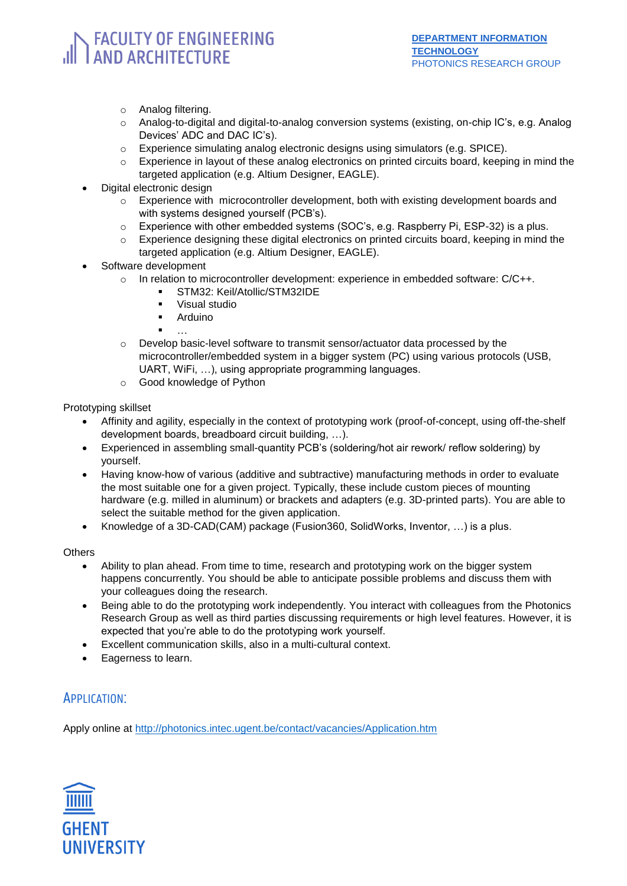- Analog filtering.
    - Analog-to-digital and digital-to-analog conversion systems (existing, on-chip IC's, e.g. Analog Devices' ADC and DAC IC's).
    - Experience simulating analog electronic designs using simulators (e.g. SPICE).
    - Experience in layout of these analog electronics on printed circuits board, keeping in mind the targeted application (e.g. Altium Designer, EAGLE).
- Digital electronic design
    - Experience with  microcontroller development, both with existing development boards and with systems designed yourself (PCB's).
    - Experience with other embedded systems (SOC's, e.g. Raspberry Pi, ESP-32) is a plus.
    - Experience designing these digital electronics on printed circuits board, keeping in mind the targeted application (e.g. Altium Designer, EAGLE).
- Software development
    - In relation to microcontroller development: experience in embedded software: C/C++.
        - STM32: Keil/Atollic/STM32IDE
        - Visual studio
        - Arduino
        - …
    - Develop basic-level software to transmit sensor/actuator data processed by the microcontroller/embedded system in a bigger system (PC) using various protocols (USB, UART, WiFi, …), using appropriate programming languages.
    - Good knowledge of Python

Prototyping skillset

- Affinity and agility, especially in the context of prototyping work (proof-of-concept, using off-the-shelf development boards, breadboard circuit building, …).
- Experienced in assembling small-quantity PCB's (soldering/hot air rework/ reflow soldering) by yourself.
- Having know-how of various (additive and subtractive) manufacturing methods in order to evaluate the most suitable one for a given project. Typically, these include custom pieces of mounting hardware (e.g. milled in aluminum) or brackets and adapters (e.g. 3D-printed parts). You are able to select the suitable method for the given application.
- Knowledge of a 3D-CAD(CAM) package (Fusion360, SolidWorks, Inventor, …) is a plus.

Others

- Ability to plan ahead. From time to time, research and prototyping work on the bigger system happens concurrently. You should be able to anticipate possible problems and discuss them with your colleagues doing the research.
- Being able to do the prototyping work independently. You interact with colleagues from the Photonics Research Group as well as third parties discussing requirements or high level features. However, it is expected that you're able to do the prototyping work yourself.
- Excellent communication skills, also in a multi-cultural context.
- Eagerness to learn.

## Application:

Apply online at http://photonics.intec.ugent.be/contact/vacancies/Application.htm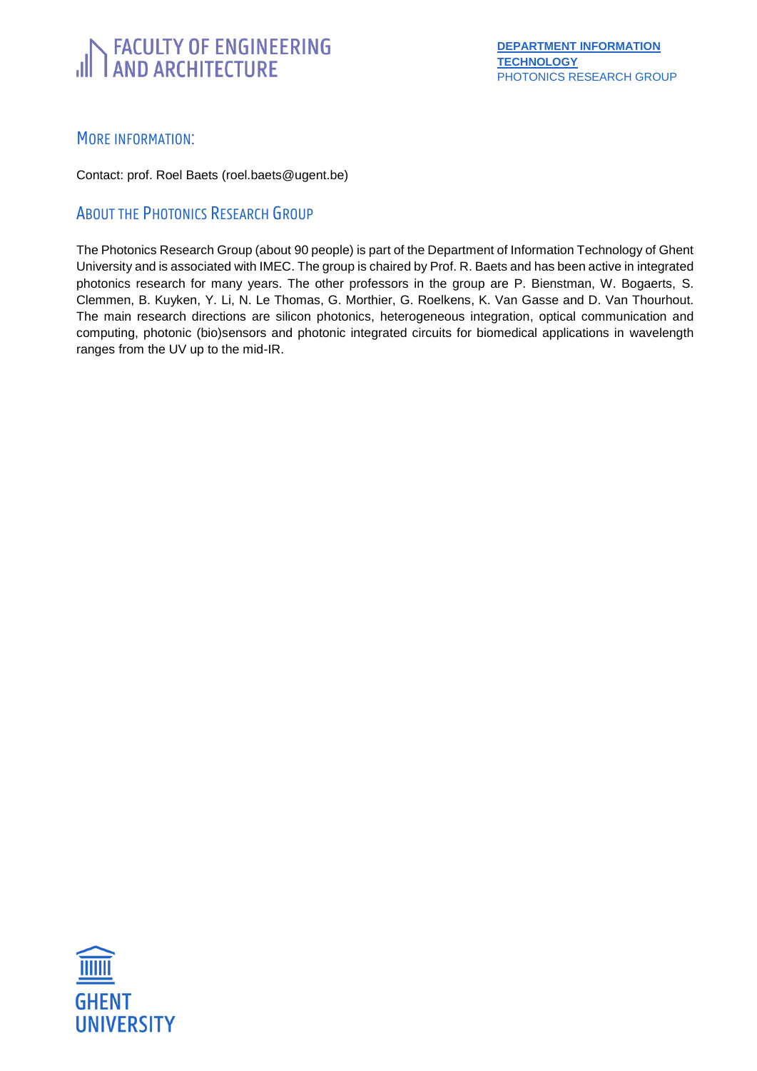## More information:

Contact: prof. Roel Baets (roel.baets@ugent.be)

## About the Photonics Research Group

The Photonics Research Group (about 90 people) is part of the Department of Information Technology of Ghent University and is associated with IMEC. The group is chaired by Prof. R. Baets and has been active in integrated photonics research for many years. The other professors in the group are P. Bienstman, W. Bogaerts, S. Clemmen, B. Kuyken, Y. Li, N. Le Thomas, G. Morthier, G. Roelkens, K. Van Gasse and D. Van Thourhout. The main research directions are silicon photonics, heterogeneous integration, optical communication and computing, photonic (bio)sensors and photonic integrated circuits for biomedical applications in wavelength ranges from the UV up to the mid-IR.